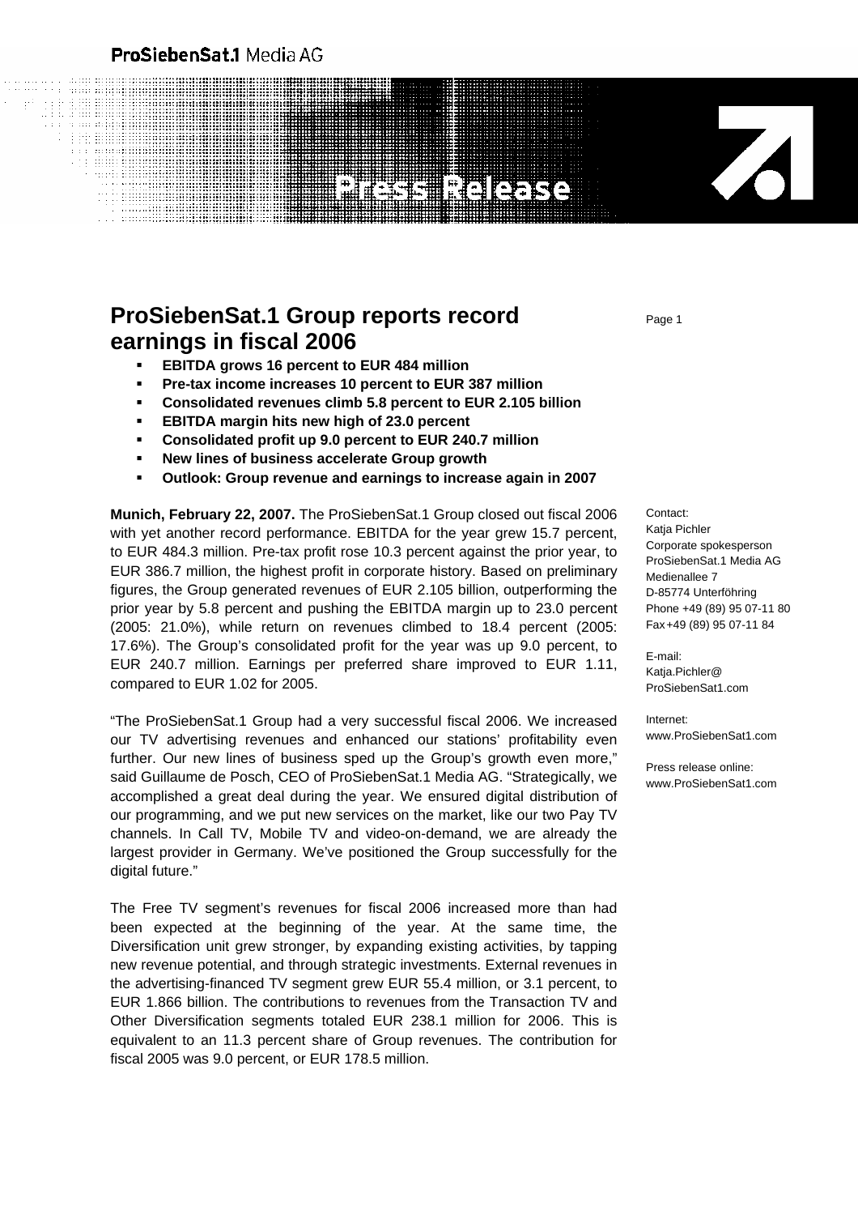ProSiebenSat.1 Media AG

Press Release

# ProSiebenSat.1 Group reports record earnings in fiscal 2006

- **EBITDA grows 16 percent to EUR 484 million**
- **Pre-tax income increases 10 percent to EUR 387 million**
- **Consolidated revenues climb 5.8 percent to EUR 2.105 billion**
- **EBITDA margin hits new high of 23.0 percent**
- **Consolidated profit up 9.0 percent to EUR 240.7 million**
- **New lines of business accelerate Group growth**
- **Outlook: Group revenue and earnings to increase again in 2007**

**Munich, February 22, 2007.** The ProSiebenSat.1 Group closed out fiscal 2006 with yet another record performance. EBITDA for the year grew 15.7 percent, to EUR 484.3 million. Pre-tax profit rose 10.3 percent against the prior year, to EUR 386.7 million, the highest profit in corporate history. Based on preliminary figures, the Group generated revenues of EUR 2.105 billion, outperforming the prior year by 5.8 percent and pushing the EBITDA margin up to 23.0 percent (2005: 21.0%), while return on revenues climbed to 18.4 percent (2005: 17.6%). The Group's consolidated profit for the year was up 9.0 percent, to EUR 240.7 million. Earnings per preferred share improved to EUR 1.11, compared to EUR 1.02 for 2005.

"The ProSiebenSat.1 Group had a very successful fiscal 2006. We increased our TV advertising revenues and enhanced our stations' profitability even further. Our new lines of business sped up the Group's growth even more," said Guillaume de Posch, CEO of ProSiebenSat.1 Media AG. "Strategically, we accomplished a great deal during the year. We ensured digital distribution of our programming, and we put new services on the market, like our two Pay TV channels. In Call TV, Mobile TV and video-on-demand, we are already the largest provider in Germany. We've positioned the Group successfully for the digital future."

The Free TV segment's revenues for fiscal 2006 increased more than had been expected at the beginning of the year. At the same time, the Diversification unit grew stronger, by expanding existing activities, by tapping new revenue potential, and through strategic investments. External revenues in the advertising-financed TV segment grew EUR 55.4 million, or 3.1 percent, to EUR 1.866 billion. The contributions to revenues from the Transaction TV and Other Diversification segments totaled EUR 238.1 million for 2006. This is equivalent to an 11.3 percent share of Group revenues. The contribution for fiscal 2005 was 9.0 percent, or EUR 178.5 million.

Contact:
Katja Pichler
Corporate spokesperson
ProSiebenSat.1 Media AG
Medienallee 7
D-85774 Unterföhring
Phone +49 (89) 95 07-11 80
Fax +49 (89) 95 07-11 84

E-mail:
Katja.Pichler@ProSiebenSat1.com

Internet:
www.ProSiebenSat1.com

Press release online:
www.ProSiebenSat1.com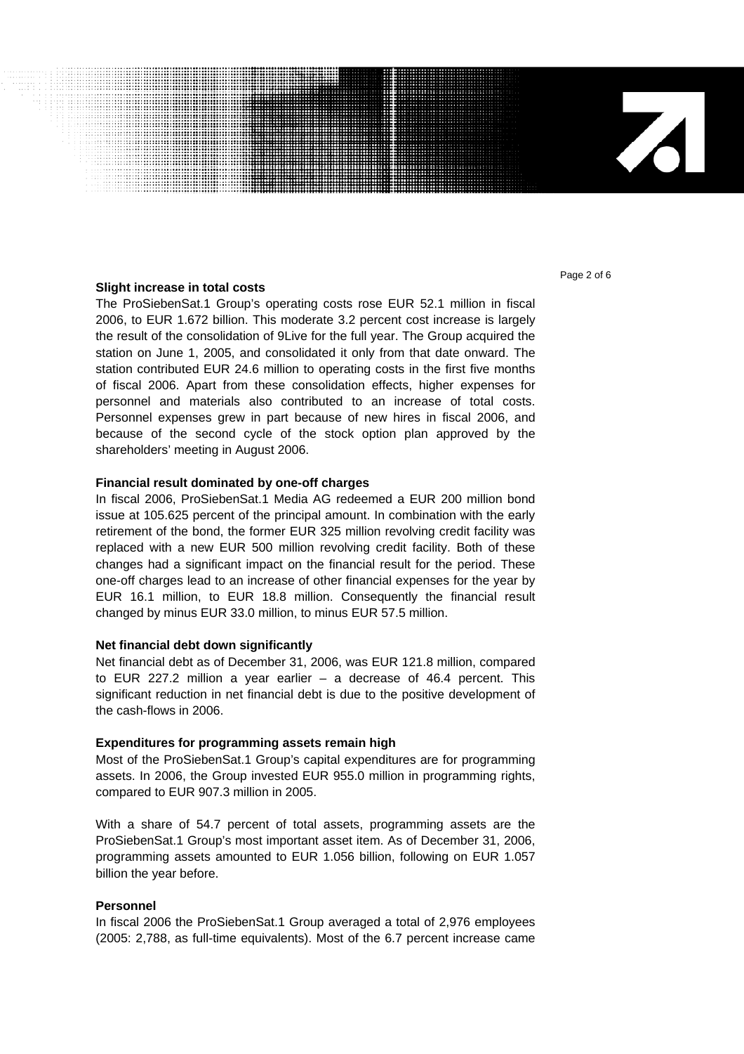**Slight increase in total costs**

The ProSiebenSat.1 Group's operating costs rose EUR 52.1 million in fiscal 2006, to EUR 1.672 billion. This moderate 3.2 percent cost increase is largely the result of the consolidation of 9Live for the full year. The Group acquired the station on June 1, 2005, and consolidated it only from that date onward. The station contributed EUR 24.6 million to operating costs in the first five months of fiscal 2006. Apart from these consolidation effects, higher expenses for personnel and materials also contributed to an increase of total costs. Personnel expenses grew in part because of new hires in fiscal 2006, and because of the second cycle of the stock option plan approved by the shareholders' meeting in August 2006.

**Financial result dominated by one-off charges**

In fiscal 2006, ProSiebenSat.1 Media AG redeemed a EUR 200 million bond issue at 105.625 percent of the principal amount. In combination with the early retirement of the bond, the former EUR 325 million revolving credit facility was replaced with a new EUR 500 million revolving credit facility. Both of these changes had a significant impact on the financial result for the period. These one-off charges lead to an increase of other financial expenses for the year by EUR 16.1 million, to EUR 18.8 million. Consequently the financial result changed by minus EUR 33.0 million, to minus EUR 57.5 million.

**Net financial debt down significantly**

Net financial debt as of December 31, 2006, was EUR 121.8 million, compared to EUR 227.2 million a year earlier – a decrease of 46.4 percent. This significant reduction in net financial debt is due to the positive development of the cash-flows in 2006.

**Expenditures for programming assets remain high**

Most of the ProSiebenSat.1 Group's capital expenditures are for programming assets. In 2006, the Group invested EUR 955.0 million in programming rights, compared to EUR 907.3 million in 2005.

With a share of 54.7 percent of total assets, programming assets are the ProSiebenSat.1 Group's most important asset item. As of December 31, 2006, programming assets amounted to EUR 1.056 billion, following on EUR 1.057 billion the year before.

**Personnel**

In fiscal 2006 the ProSiebenSat.1 Group averaged a total of 2,976 employees (2005: 2,788, as full-time equivalents). Most of the 6.7 percent increase came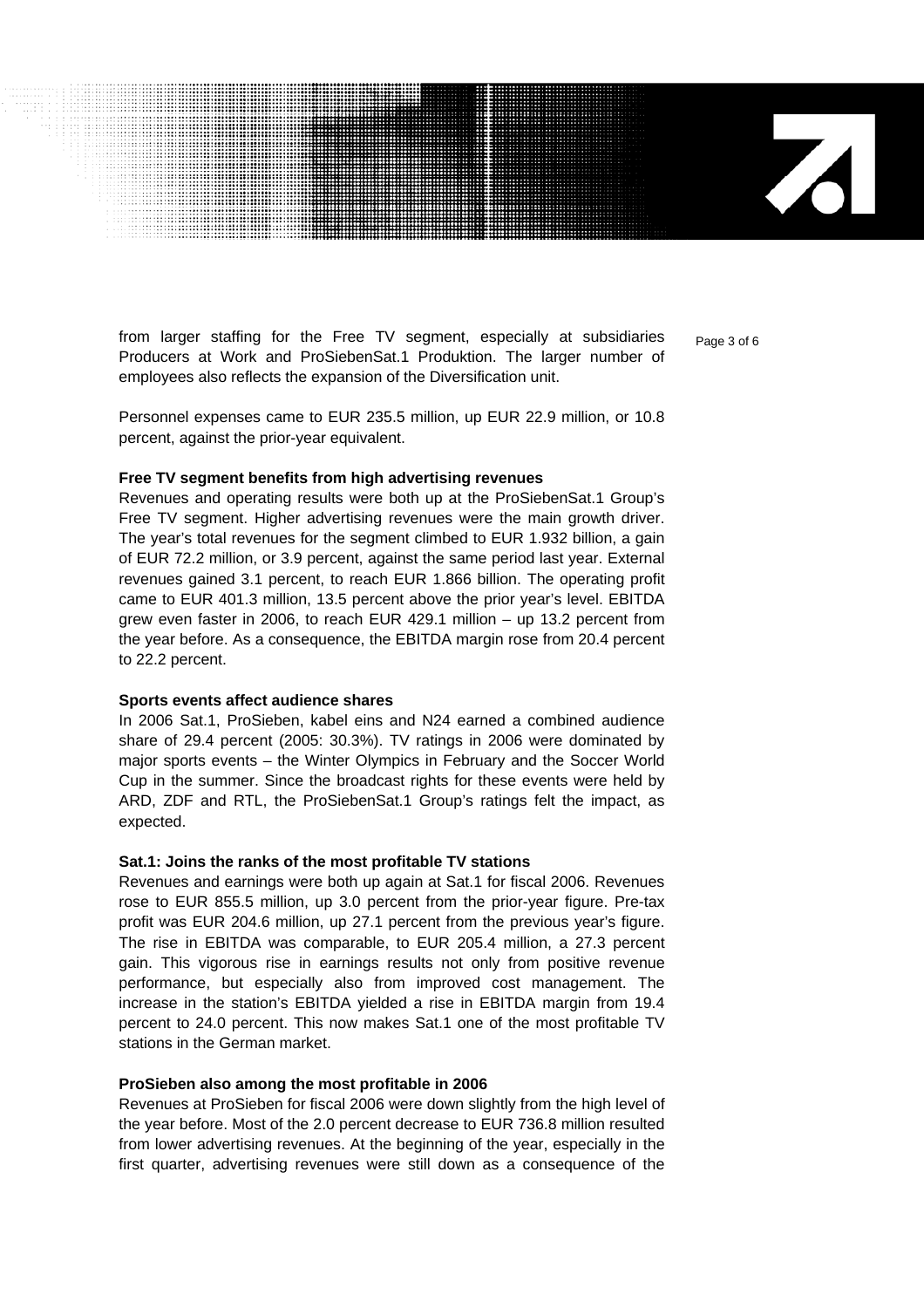from larger staffing for the Free TV segment, especially at subsidiaries Producers at Work and ProSiebenSat.1 Produktion. The larger number of employees also reflects the expansion of the Diversification unit.

Personnel expenses came to EUR 235.5 million, up EUR 22.9 million, or 10.8 percent, against the prior-year equivalent.

**Free TV segment benefits from high advertising revenues**

Revenues and operating results were both up at the ProSiebenSat.1 Group's Free TV segment. Higher advertising revenues were the main growth driver. The year's total revenues for the segment climbed to EUR 1.932 billion, a gain of EUR 72.2 million, or 3.9 percent, against the same period last year. External revenues gained 3.1 percent, to reach EUR 1.866 billion. The operating profit came to EUR 401.3 million, 13.5 percent above the prior year's level. EBITDA grew even faster in 2006, to reach EUR 429.1 million – up 13.2 percent from the year before. As a consequence, the EBITDA margin rose from 20.4 percent to 22.2 percent.

**Sports events affect audience shares**

In 2006 Sat.1, ProSieben, kabel eins and N24 earned a combined audience share of 29.4 percent (2005: 30.3%). TV ratings in 2006 were dominated by major sports events – the Winter Olympics in February and the Soccer World Cup in the summer. Since the broadcast rights for these events were held by ARD, ZDF and RTL, the ProSiebenSat.1 Group's ratings felt the impact, as expected.

**Sat.1: Joins the ranks of the most profitable TV stations**

Revenues and earnings were both up again at Sat.1 for fiscal 2006. Revenues rose to EUR 855.5 million, up 3.0 percent from the prior-year figure. Pre-tax profit was EUR 204.6 million, up 27.1 percent from the previous year's figure. The rise in EBITDA was comparable, to EUR 205.4 million, a 27.3 percent gain. This vigorous rise in earnings results not only from positive revenue performance, but especially also from improved cost management. The increase in the station's EBITDA yielded a rise in EBITDA margin from 19.4 percent to 24.0 percent. This now makes Sat.1 one of the most profitable TV stations in the German market.

**ProSieben also among the most profitable in 2006**

Revenues at ProSieben for fiscal 2006 were down slightly from the high level of the year before. Most of the 2.0 percent decrease to EUR 736.8 million resulted from lower advertising revenues. At the beginning of the year, especially in the first quarter, advertising revenues were still down as a consequence of the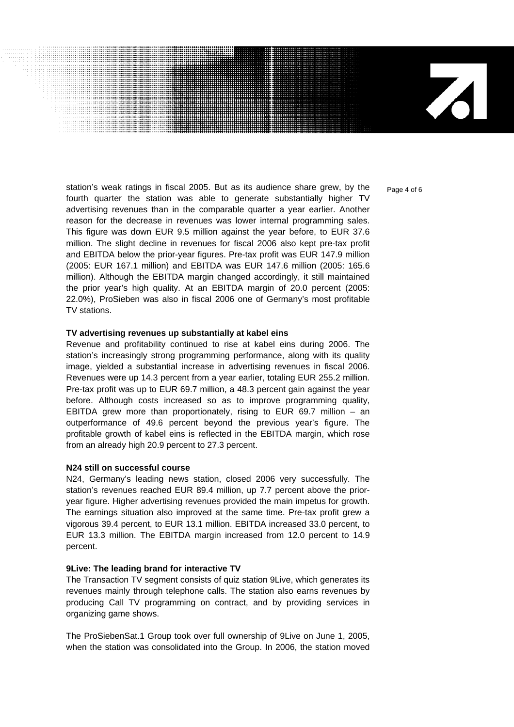station's weak ratings in fiscal 2005. But as its audience share grew, by the fourth quarter the station was able to generate substantially higher TV advertising revenues than in the comparable quarter a year earlier. Another reason for the decrease in revenues was lower internal programming sales. This figure was down EUR 9.5 million against the year before, to EUR 37.6 million. The slight decline in revenues for fiscal 2006 also kept pre-tax profit and EBITDA below the prior-year figures. Pre-tax profit was EUR 147.9 million (2005: EUR 167.1 million) and EBITDA was EUR 147.6 million (2005: 165.6 million). Although the EBITDA margin changed accordingly, it still maintained the prior year's high quality. At an EBITDA margin of 20.0 percent (2005: 22.0%), ProSieben was also in fiscal 2006 one of Germany's most profitable TV stations.

**TV advertising revenues up substantially at kabel eins**

Revenue and profitability continued to rise at kabel eins during 2006. The station's increasingly strong programming performance, along with its quality image, yielded a substantial increase in advertising revenues in fiscal 2006. Revenues were up 14.3 percent from a year earlier, totaling EUR 255.2 million. Pre-tax profit was up to EUR 69.7 million, a 48.3 percent gain against the year before. Although costs increased so as to improve programming quality, EBITDA grew more than proportionately, rising to EUR 69.7 million – an outperformance of 49.6 percent beyond the previous year's figure. The profitable growth of kabel eins is reflected in the EBITDA margin, which rose from an already high 20.9 percent to 27.3 percent.

**N24 still on successful course**

N24, Germany's leading news station, closed 2006 very successfully. The station's revenues reached EUR 89.4 million, up 7.7 percent above the prior-year figure. Higher advertising revenues provided the main impetus for growth. The earnings situation also improved at the same time. Pre-tax profit grew a vigorous 39.4 percent, to EUR 13.1 million. EBITDA increased 33.0 percent, to EUR 13.3 million. The EBITDA margin increased from 12.0 percent to 14.9 percent.

**9Live: The leading brand for interactive TV**

The Transaction TV segment consists of quiz station 9Live, which generates its revenues mainly through telephone calls. The station also earns revenues by producing Call TV programming on contract, and by providing services in organizing game shows.

The ProSiebenSat.1 Group took over full ownership of 9Live on June 1, 2005, when the station was consolidated into the Group. In 2006, the station moved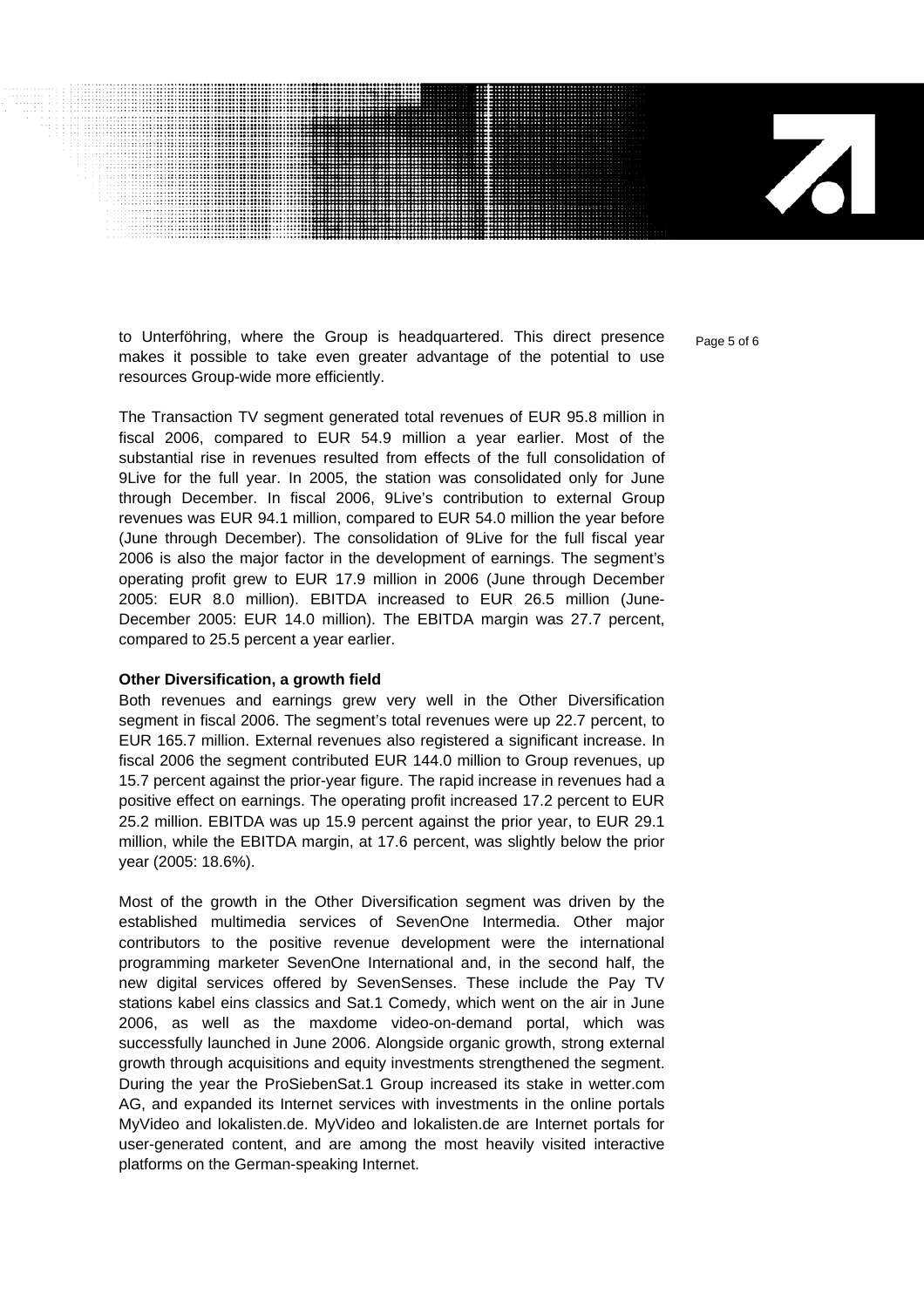to Unterföhring, where the Group is headquartered. This direct presence makes it possible to take even greater advantage of the potential to use resources Group-wide more efficiently.

The Transaction TV segment generated total revenues of EUR 95.8 million in fiscal 2006, compared to EUR 54.9 million a year earlier. Most of the substantial rise in revenues resulted from effects of the full consolidation of 9Live for the full year. In 2005, the station was consolidated only for June through December. In fiscal 2006, 9Live's contribution to external Group revenues was EUR 94.1 million, compared to EUR 54.0 million the year before (June through December). The consolidation of 9Live for the full fiscal year 2006 is also the major factor in the development of earnings. The segment's operating profit grew to EUR 17.9 million in 2006 (June through December 2005: EUR 8.0 million). EBITDA increased to EUR 26.5 million (June-December 2005: EUR 14.0 million). The EBITDA margin was 27.7 percent, compared to 25.5 percent a year earlier.

**Other Diversification, a growth field**

Both revenues and earnings grew very well in the Other Diversification segment in fiscal 2006. The segment's total revenues were up 22.7 percent, to EUR 165.7 million. External revenues also registered a significant increase. In fiscal 2006 the segment contributed EUR 144.0 million to Group revenues, up 15.7 percent against the prior-year figure. The rapid increase in revenues had a positive effect on earnings. The operating profit increased 17.2 percent to EUR 25.2 million. EBITDA was up 15.9 percent against the prior year, to EUR 29.1 million, while the EBITDA margin, at 17.6 percent, was slightly below the prior year (2005: 18.6%).

Most of the growth in the Other Diversification segment was driven by the established multimedia services of SevenOne Intermedia. Other major contributors to the positive revenue development were the international programming marketer SevenOne International and, in the second half, the new digital services offered by SevenSenses. These include the Pay TV stations kabel eins classics and Sat.1 Comedy, which went on the air in June 2006, as well as the maxdome video-on-demand portal, which was successfully launched in June 2006. Alongside organic growth, strong external growth through acquisitions and equity investments strengthened the segment. During the year the ProSiebenSat.1 Group increased its stake in wetter.com AG, and expanded its Internet services with investments in the online portals MyVideo and lokalisten.de. MyVideo and lokalisten.de are Internet portals for user-generated content, and are among the most heavily visited interactive platforms on the German-speaking Internet.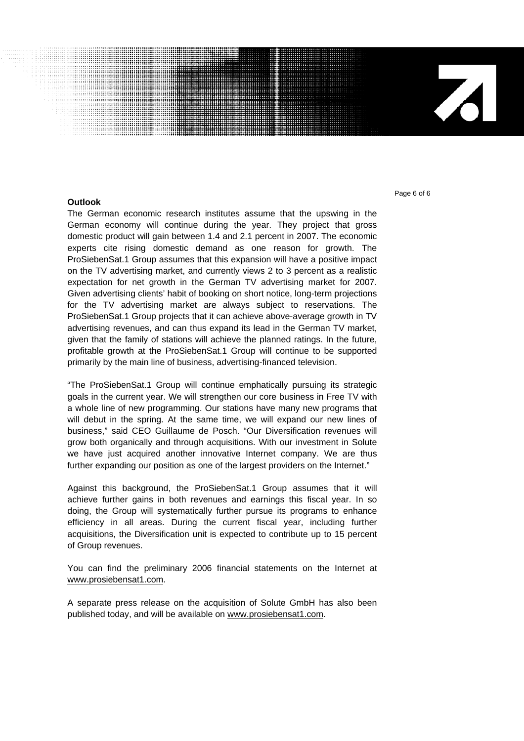**Outlook**

The German economic research institutes assume that the upswing in the German economy will continue during the year. They project that gross domestic product will gain between 1.4 and 2.1 percent in 2007. The economic experts cite rising domestic demand as one reason for growth. The ProSiebenSat.1 Group assumes that this expansion will have a positive impact on the TV advertising market, and currently views 2 to 3 percent as a realistic expectation for net growth in the German TV advertising market for 2007. Given advertising clients' habit of booking on short notice, long-term projections for the TV advertising market are always subject to reservations. The ProSiebenSat.1 Group projects that it can achieve above-average growth in TV advertising revenues, and can thus expand its lead in the German TV market, given that the family of stations will achieve the planned ratings. In the future, profitable growth at the ProSiebenSat.1 Group will continue to be supported primarily by the main line of business, advertising-financed television.

"The ProSiebenSat.1 Group will continue emphatically pursuing its strategic goals in the current year. We will strengthen our core business in Free TV with a whole line of new programming. Our stations have many new programs that will debut in the spring. At the same time, we will expand our new lines of business," said CEO Guillaume de Posch. "Our Diversification revenues will grow both organically and through acquisitions. With our investment in Solute we have just acquired another innovative Internet company. We are thus further expanding our position as one of the largest providers on the Internet."

Against this background, the ProSiebenSat.1 Group assumes that it will achieve further gains in both revenues and earnings this fiscal year. In so doing, the Group will systematically further pursue its programs to enhance efficiency in all areas. During the current fiscal year, including further acquisitions, the Diversification unit is expected to contribute up to 15 percent of Group revenues.

You can find the preliminary 2006 financial statements on the Internet at www.prosiebensat1.com.

A separate press release on the acquisition of Solute GmbH has also been published today, and will be available on www.prosiebensat1.com.